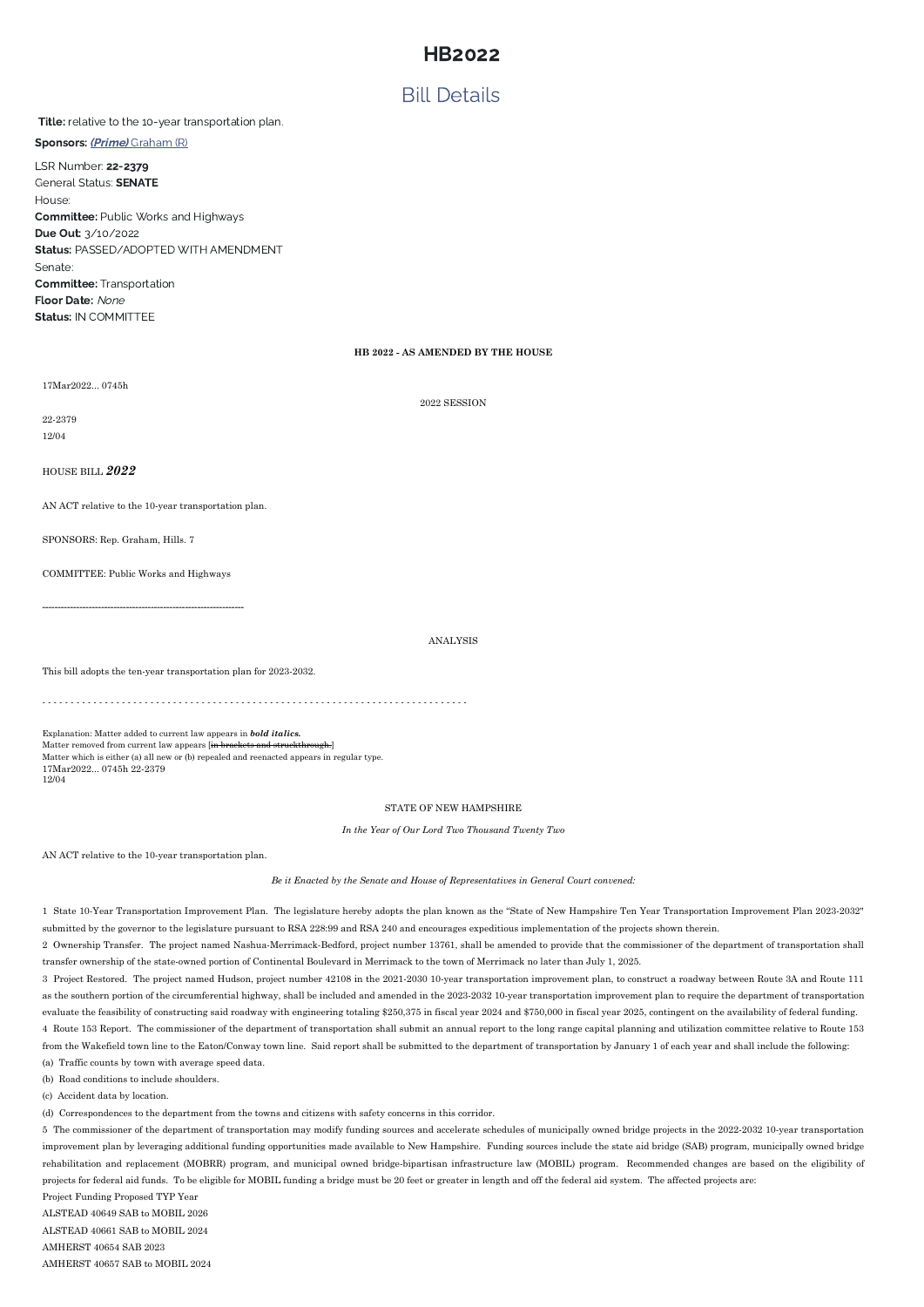# HB2022

## Bill Details

**Title:** relative to the 10-year transportation plan.

**Sponsors:** ***(Prime)*** Graham (R)

LSR Number: **22-2379**

General Status: **SENATE**

House:

**Committee:** Public Works and Highways

**Due Out:** 3/10/2022

**Status:** PASSED/ADOPTED WITH AMENDMENT

Senate:

**Committee:** Transportation

**Floor Date:** *None*

**Status:** IN COMMITTEE

**HB 2022 - AS AMENDED BY THE HOUSE**

17Mar2022... 0745h

2022 SESSION

22-2379

12/04

HOUSE BILL ***2022***

AN ACT relative to the 10-year transportation plan.

SPONSORS: Rep. Graham, Hills. 7

COMMITTEE: Public Works and Highways

-----------------------------------------------------------------

ANALYSIS

This bill adopts the ten-year transportation plan for 2023-2032.

- - - - - - - - - - - - - - - - - - - - - - - - - - - - - - - - - - - - - - - - - - - - - - - - - - - - - - - - - - - - - - - - - - - - - - - - - -

Explanation: Matter added to current law appears in ***bold italics.***
Matter removed from current law appears [~~in brackets and struckthrough.~~]
Matter which is either (a) all new or (b) repealed and reenacted appears in regular type.
17Mar2022... 0745h 22-2379
12/04

STATE OF NEW HAMPSHIRE

*In the Year of Our Lord Two Thousand Twenty Two*

AN ACT relative to the 10-year transportation plan.

*Be it Enacted by the Senate and House of Representatives in General Court convened:*

1 State 10-Year Transportation Improvement Plan. The legislature hereby adopts the plan known as the "State of New Hampshire Ten Year Transportation Improvement Plan 2023-2032" submitted by the governor to the legislature pursuant to RSA 228:99 and RSA 240 and encourages expeditious implementation of the projects shown therein.

2 Ownership Transfer. The project named Nashua-Merrimack-Bedford, project number 13761, shall be amended to provide that the commissioner of the department of transportation shall transfer ownership of the state-owned portion of Continental Boulevard in Merrimack to the town of Merrimack no later than July 1, 2025.

3 Project Restored. The project named Hudson, project number 42108 in the 2021-2030 10-year transportation improvement plan, to construct a roadway between Route 3A and Route 111 as the southern portion of the circumferential highway, shall be included and amended in the 2023-2032 10-year transportation improvement plan to require the department of transportation evaluate the feasibility of constructing said roadway with engineering totaling $250,375 in fiscal year 2024 and $750,000 in fiscal year 2025, contingent on the availability of federal funding.

4 Route 153 Report. The commissioner of the department of transportation shall submit an annual report to the long range capital planning and utilization committee relative to Route 153 from the Wakefield town line to the Eaton/Conway town line. Said report shall be submitted to the department of transportation by January 1 of each year and shall include the following:

(a) Traffic counts by town with average speed data.

(b) Road conditions to include shoulders.

(c) Accident data by location.

(d) Correspondences to the department from the towns and citizens with safety concerns in this corridor.

5 The commissioner of the department of transportation may modify funding sources and accelerate schedules of municipally owned bridge projects in the 2022-2032 10-year transportation improvement plan by leveraging additional funding opportunities made available to New Hampshire. Funding sources include the state aid bridge (SAB) program, municipally owned bridge rehabilitation and replacement (MOBRR) program, and municipal owned bridge-bipartisan infrastructure law (MOBIL) program. Recommended changes are based on the eligibility of projects for federal aid funds. To be eligible for MOBIL funding a bridge must be 20 feet or greater in length and off the federal aid system. The affected projects are:

Project Funding Proposed TYP Year

ALSTEAD 40649 SAB to MOBIL 2026

ALSTEAD 40661 SAB to MOBIL 2024

AMHERST 40654 SAB 2023

AMHERST 40657 SAB to MOBIL 2024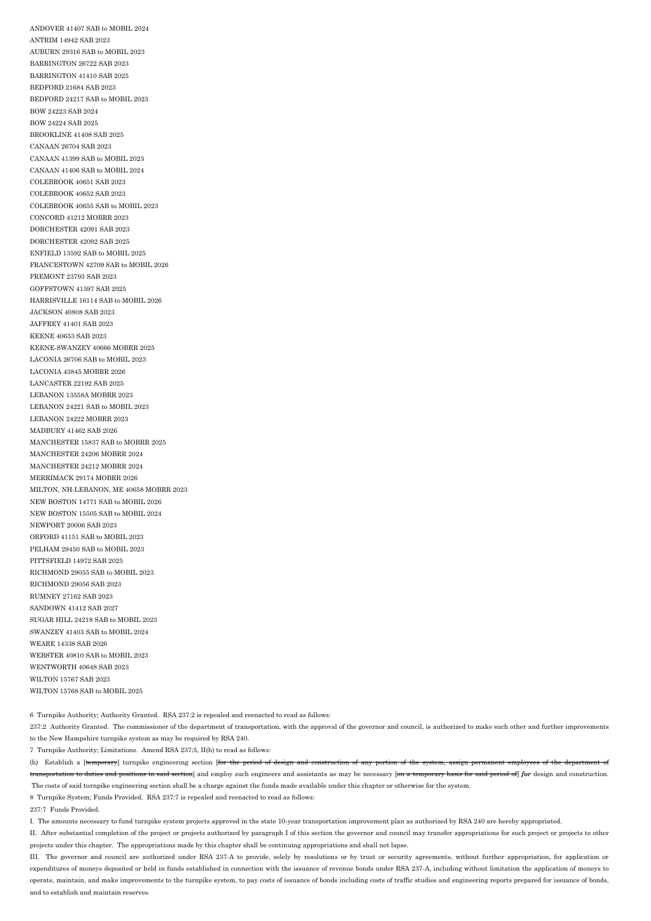ANDOVER 41407 SAB to MOBIL 2024

ANTRIM 14942 SAB 2023

AUBURN 29316 SAB to MOBIL 2023

BARRINGTON 26722 SAB 2023

BARRINGTON 41410 SAB 2025

BEDFORD 21684 SAB 2023

BEDFORD 24217 SAB to MOBIL 2023

BOW 24223 SAB 2024

BOW 24224 SAB 2025

BROOKLINE 41408 SAB 2025

CANAAN 26704 SAB 2023

CANAAN 41399 SAB to MOBIL 2023

CANAAN 41406 SAB to MOBIL 2024

COLEBROOK 40651 SAB 2023

COLEBROOK 40652 SAB 2023

COLEBROOK 40655 SAB to MOBIL 2023

CONCORD 41212 MOBRR 2023

DORCHESTER 42091 SAB 2023

DORCHESTER 42092 SAB 2025

ENFIELD 13592 SAB to MOBIL 2025

FRANCESTOWN 42709 SAB to MOBIL 2026

FREMONT 23793 SAB 2023

GOFFSTOWN 41597 SAB 2025

HARRISVILLE 16114 SAB to MOBIL 2026

JACKSON 40808 SAB 2023

JAFFREY 41401 SAB 2023

KEENE 40653 SAB 2023

KEENE-SWANZEY 40666 MOBRR 2025

LACONIA 26706 SAB to MOBIL 2023

LACONIA 43845 MOBRR 2026

LANCASTER 22192 SAB 2025

LEBANON 13558A MOBRR 2023

LEBANON 24221 SAB to MOBIL 2023

LEBANON 24222 MOBRR 2023

MADBURY 41462 SAB 2026

MANCHESTER 15837 SAB to MOBRR 2025

MANCHESTER 24206 MOBRR 2024

MANCHESTER 24212 MOBRR 2024

MERRIMACK 29174 MOBRR 2026

MILTON, NH-LEBANON, ME 40658 MOBRR 2023

NEW BOSTON 14771 SAB to MOBIL 2026

NEW BOSTON 15505 SAB to MOBIL 2024

NEWPORT 20006 SAB 2023

ORFORD 41151 SAB to MOBIL 2023

PELHAM 29450 SAB to MOBIL 2023

PITTSFIELD 14972 SAB 2025

RICHMOND 29055 SAB to MOBIL 2023

RICHMOND 29056 SAB 2023

RUMNEY 27162 SAB 2023

SANDOWN 41412 SAB 2027

SUGAR HILL 24218 SAB to MOBIL 2023

SWANZEY 41403 SAB to MOBIL 2024

WEARE 14338 SAB 2026

WEBSTER 40810 SAB to MOBIL 2023

WENTWORTH 40648 SAB 2023

WILTON 15767 SAB 2023

WILTON 15768 SAB to MOBIL 2025

6 Turnpike Authority; Authority Granted. RSA 237:2 is repealed and reenacted to read as follows:

237:2 Authority Granted. The commissioner of the department of transportation, with the approval of the governor and council, is authorized to make such other and further improvements to the New Hampshire turnpike system as may be required by RSA 240.

7 Turnpike Authority; Limitations. Amend RSA 237:5, II(h) to read as follows:

(h) Establish a [~~temporary~~] turnpike engineering section [~~for the period of design and construction of any portion of the system, assign permanent employees of the department of transportation to duties and positions in said section~~] and employ such engineers and assistants as may be necessary [~~on a temporary basis for said period of~~] ***for*** design and construction. The costs of said turnpike engineering section shall be a charge against the funds made available under this chapter or otherwise for the system.

8 Turnpike System; Funds Provided. RSA 237:7 is repealed and reenacted to read as follows:

237:7 Funds Provided.

I. The amounts necessary to fund turnpike system projects approved in the state 10-year transportation improvement plan as authorized by RSA 240 are hereby appropriated.

II. After substantial completion of the project or projects authorized by paragraph I of this section the governor and council may transfer appropriations for such project or projects to other projects under this chapter. The appropriations made by this chapter shall be continuing appropriations and shall not lapse.

III. The governor and council are authorized under RSA 237-A to provide, solely by resolutions or by trust or security agreements, without further appropriation, for application or expenditures of moneys deposited or held in funds established in connection with the issuance of revenue bonds under RSA 237-A, including without limitation the application of moneys to operate, maintain, and make improvements to the turnpike system, to pay costs of issuance of bonds including costs of traffic studies and engineering reports prepared for issuance of bonds, and to establish and maintain reserves.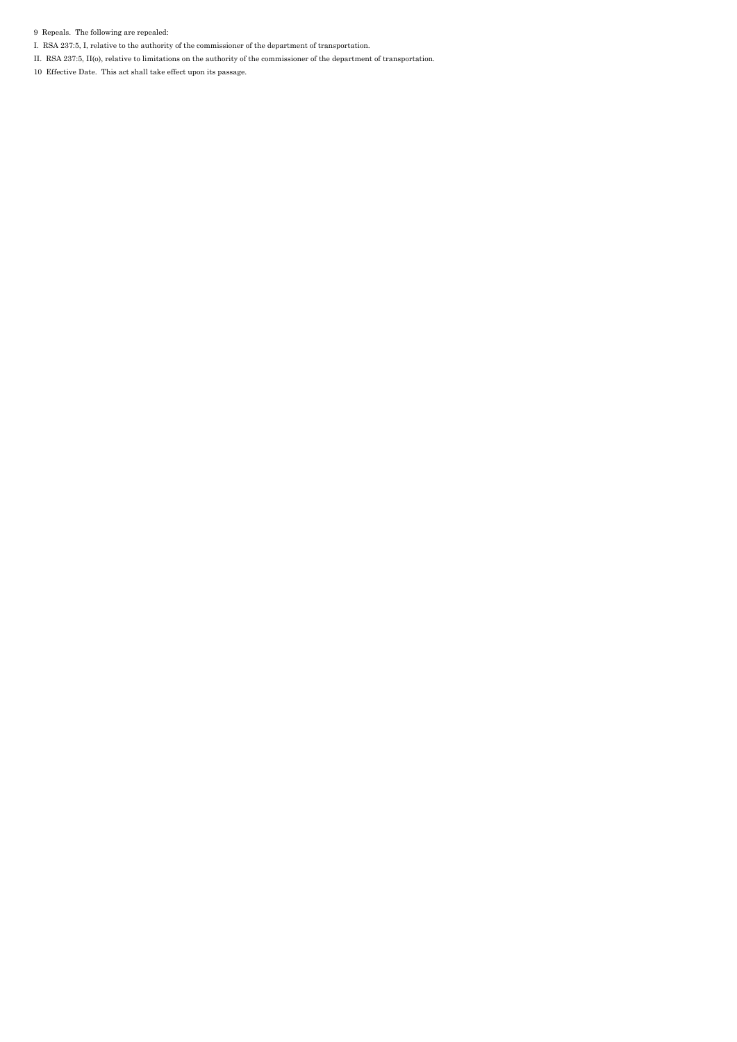9 Repeals. The following are repealed:

I. RSA 237:5, I, relative to the authority of the commissioner of the department of transportation.

II. RSA 237:5, II(o), relative to limitations on the authority of the commissioner of the department of transportation.

10 Effective Date. This act shall take effect upon its passage.